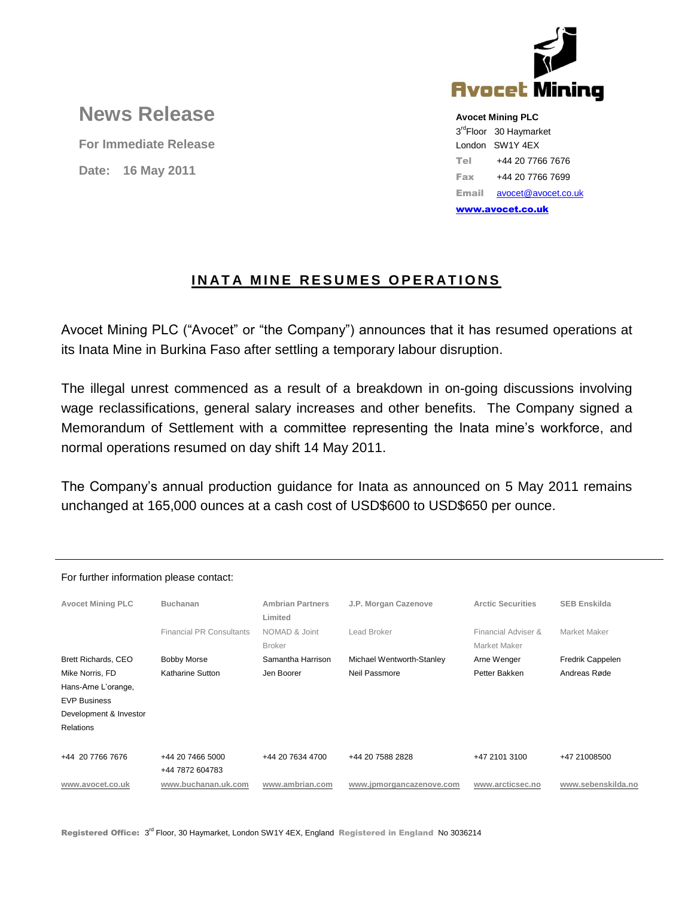# News Release

**For Immediate Release**

**Date: 16 May 2011**

**Avocet Mining PLC**
3rd Floor 30 Haymarket
London SW1Y 4EX
**Tel** +44 20 7766 7676
**Fax** +44 20 7766 7699
**Email** avocet@avocet.co.uk
**www.avocet.co.uk**

## INATA MINE RESUMES OPERATIONS

Avocet Mining PLC ("Avocet" or "the Company") announces that it has resumed operations at its Inata Mine in Burkina Faso after settling a temporary labour disruption.

The illegal unrest commenced as a result of a breakdown in on-going discussions involving wage reclassifications, general salary increases and other benefits. The Company signed a Memorandum of Settlement with a committee representing the Inata mine's workforce, and normal operations resumed on day shift 14 May 2011.

The Company's annual production guidance for Inata as announced on 5 May 2011 remains unchanged at 165,000 ounces at a cash cost of USD$600 to USD$650 per ounce.

---

For further information please contact:

| Avocet Mining PLC | Buchanan | Ambrian Partners Limited | J.P. Morgan Cazenove | Arctic Securities | SEB Enskilda |
|---|---|---|---|---|---|
| | Financial PR Consultants | NOMAD & Joint Broker | Lead Broker | Financial Adviser & Market Maker | Market Maker |
| Brett Richards, CEO<br>Mike Norris, FD<br>Hans-Arne L'orange, EVP Business Development & Investor Relations | Bobby Morse<br>Katharine Sutton | Samantha Harrison<br>Jen Boorer | Michael Wentworth-Stanley<br>Neil Passmore | Arne Wenger<br>Petter Bakken | Fredrik Cappelen<br>Andreas Røde |
| +44 20 7766 7676 | +44 20 7466 5000<br>+44 7872 604783 | +44 20 7634 4700 | +44 20 7588 2828 | +47 2101 3100 | +47 21008500 |
| www.avocet.co.uk | www.buchanan.uk.com | www.ambrian.com | www.jpmorgancazenove.com | www.arcticsec.no | www.sebenskilda.no |

**Registered Office:** 3rd Floor, 30 Haymarket, London SW1Y 4EX, England **Registered in England** No 3036214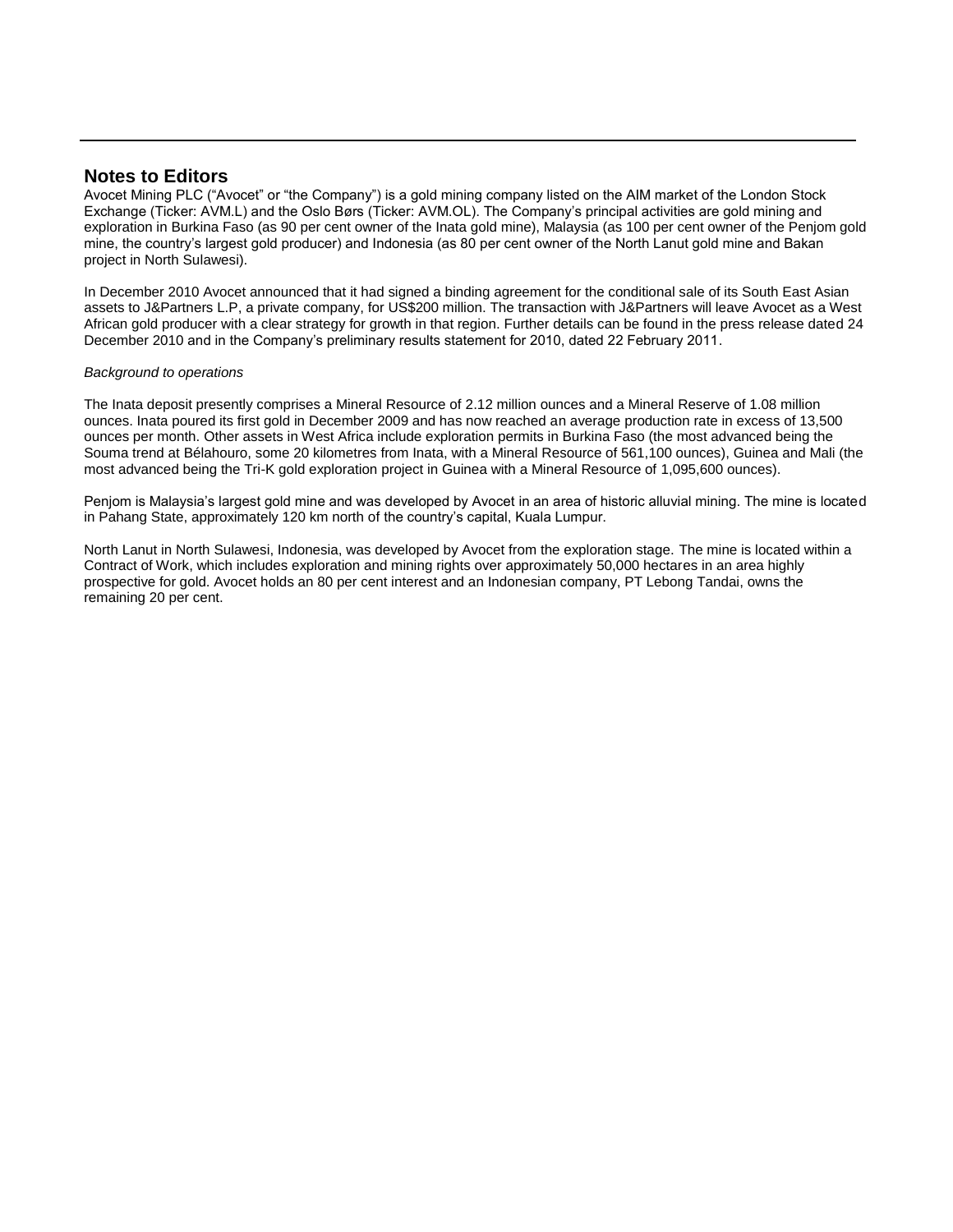---

## Notes to Editors

Avocet Mining PLC ("Avocet" or "the Company") is a gold mining company listed on the AIM market of the London Stock Exchange (Ticker: AVM.L) and the Oslo Børs (Ticker: AVM.OL). The Company's principal activities are gold mining and exploration in Burkina Faso (as 90 per cent owner of the Inata gold mine), Malaysia (as 100 per cent owner of the Penjom gold mine, the country's largest gold producer) and Indonesia (as 80 per cent owner of the North Lanut gold mine and Bakan project in North Sulawesi).

In December 2010 Avocet announced that it had signed a binding agreement for the conditional sale of its South East Asian assets to J&Partners L.P, a private company, for US$200 million. The transaction with J&Partners will leave Avocet as a West African gold producer with a clear strategy for growth in that region. Further details can be found in the press release dated 24 December 2010 and in the Company's preliminary results statement for 2010, dated 22 February 2011.

*Background to operations*

The Inata deposit presently comprises a Mineral Resource of 2.12 million ounces and a Mineral Reserve of 1.08 million ounces. Inata poured its first gold in December 2009 and has now reached an average production rate in excess of 13,500 ounces per month. Other assets in West Africa include exploration permits in Burkina Faso (the most advanced being the Souma trend at Bélahouro, some 20 kilometres from Inata, with a Mineral Resource of 561,100 ounces), Guinea and Mali (the most advanced being the Tri-K gold exploration project in Guinea with a Mineral Resource of 1,095,600 ounces).

Penjom is Malaysia's largest gold mine and was developed by Avocet in an area of historic alluvial mining. The mine is located in Pahang State, approximately 120 km north of the country's capital, Kuala Lumpur.

North Lanut in North Sulawesi, Indonesia, was developed by Avocet from the exploration stage. The mine is located within a Contract of Work, which includes exploration and mining rights over approximately 50,000 hectares in an area highly prospective for gold. Avocet holds an 80 per cent interest and an Indonesian company, PT Lebong Tandai, owns the remaining 20 per cent.